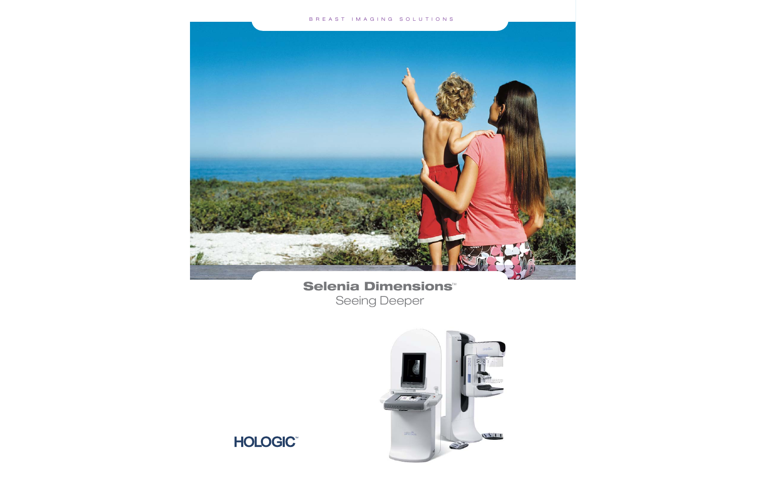BREAST IMAGING SOLUTIONS

# Selenia Dimensions™

## Seeing Deeper

HOLOGIC™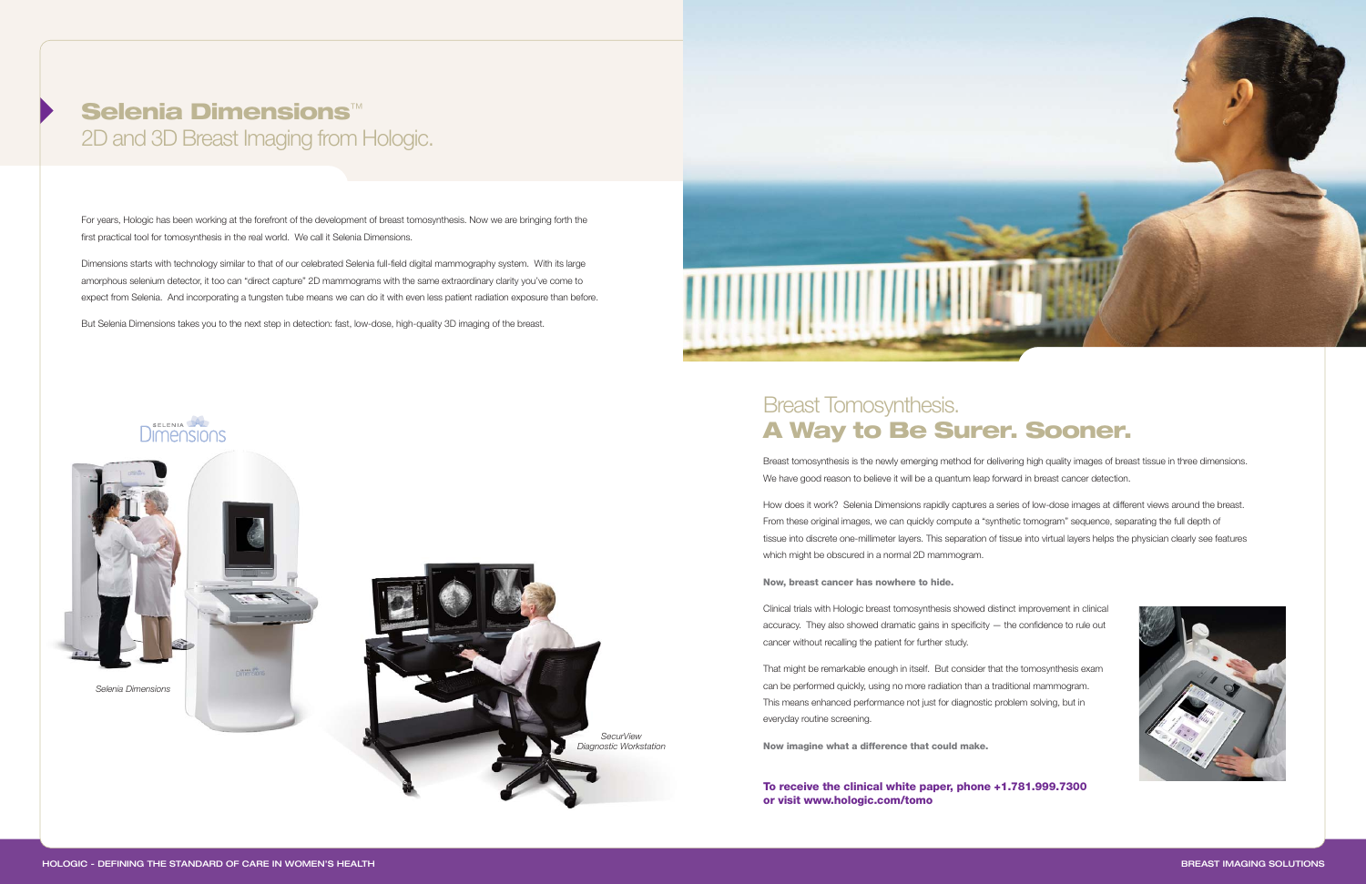# Selenia Dimensions™

## 2D and 3D Breast Imaging from Hologic.

For years, Hologic has been working at the forefront of the development of breast tomosynthesis. Now we are bringing forth the first practical tool for tomosynthesis in the real world. We call it Selenia Dimensions.

Dimensions starts with technology similar to that of our celebrated Selenia full-field digital mammography system. With its large amorphous selenium detector, it too can "direct capture" 2D mammograms with the same extraordinary clarity you've come to expect from Selenia. And incorporating a tungsten tube means we can do it with even less patient radiation exposure than before.

But Selenia Dimensions takes you to the next step in detection: fast, low-dose, high-quality 3D imaging of the breast.

*Selenia Dimensions*

*SecurView Diagnostic Workstation*

## Breast Tomosynthesis. **A Way to Be Surer. Sooner.**

Breast tomosynthesis is the newly emerging method for delivering high quality images of breast tissue in three dimensions. We have good reason to believe it will be a quantum leap forward in breast cancer detection.

How does it work? Selenia Dimensions rapidly captures a series of low-dose images at different views around the breast. From these original images, we can quickly compute a "synthetic tomogram" sequence, separating the full depth of tissue into discrete one-millimeter layers. This separation of tissue into virtual layers helps the physician clearly see features which might be obscured in a normal 2D mammogram.

**Now, breast cancer has nowhere to hide.**

Clinical trials with Hologic breast tomosynthesis showed distinct improvement in clinical accuracy. They also showed dramatic gains in specificity — the confidence to rule out cancer without recalling the patient for further study.

That might be remarkable enough in itself. But consider that the tomosynthesis exam can be performed quickly, using no more radiation than a traditional mammogram. This means enhanced performance not just for diagnostic problem solving, but in everyday routine screening.

**Now imagine what a difference that could make.**

**To receive the clinical white paper, phone +1.781.999.7300 or visit www.hologic.com/tomo**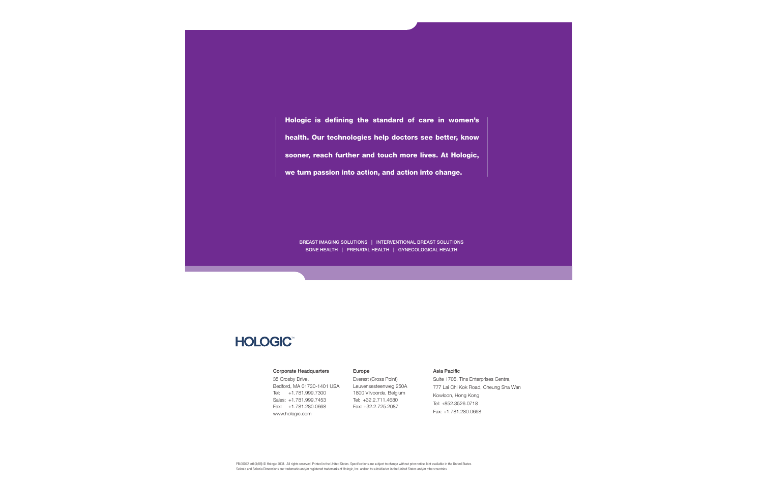**Hologic is defining the standard of care in women's health. Our technologies help doctors see better, know sooner, reach further and touch more lives. At Hologic, we turn passion into action, and action into change.**

BREAST IMAGING SOLUTIONS | INTERVENTIONAL BREAST SOLUTIONS
BONE HEALTH | PRENATAL HEALTH | GYNECOLOGICAL HEALTH

HOLOGIC™

**Corporate Headquarters**
35 Crosby Drive,
Bedford, MA 01730-1401 USA
Tel: +1.781.999.7300
Sales: +1.781.999.7453
Fax: +1.781.280.0668
www.hologic.com

**Europe**
Everest (Cross Point)
Leuvensesteenweg 250A
1800 Vilvoorde, Belgium
Tel: +32.2.711.4680
Fax: +32.2.725.2087

**Asia Pacific**
Suite 1705, Tins Enterprises Centre,
777 Lai Chi Kok Road, Cheung Sha Wan
Kowloon, Hong Kong
Tel: +852.3526.0718
Fax: +1.781.280.0668

PB-00022 Intl (3/08) © Hologic 2008. All rights reserved. Printed in the United States. Specifications are subject to change without prior notice. Not available in the United States.
Selenia and Selenia Dimensions are trademarks and/or registered trademarks of Hologic, Inc. and/or its subsidiaries in the United States and/or other countries.